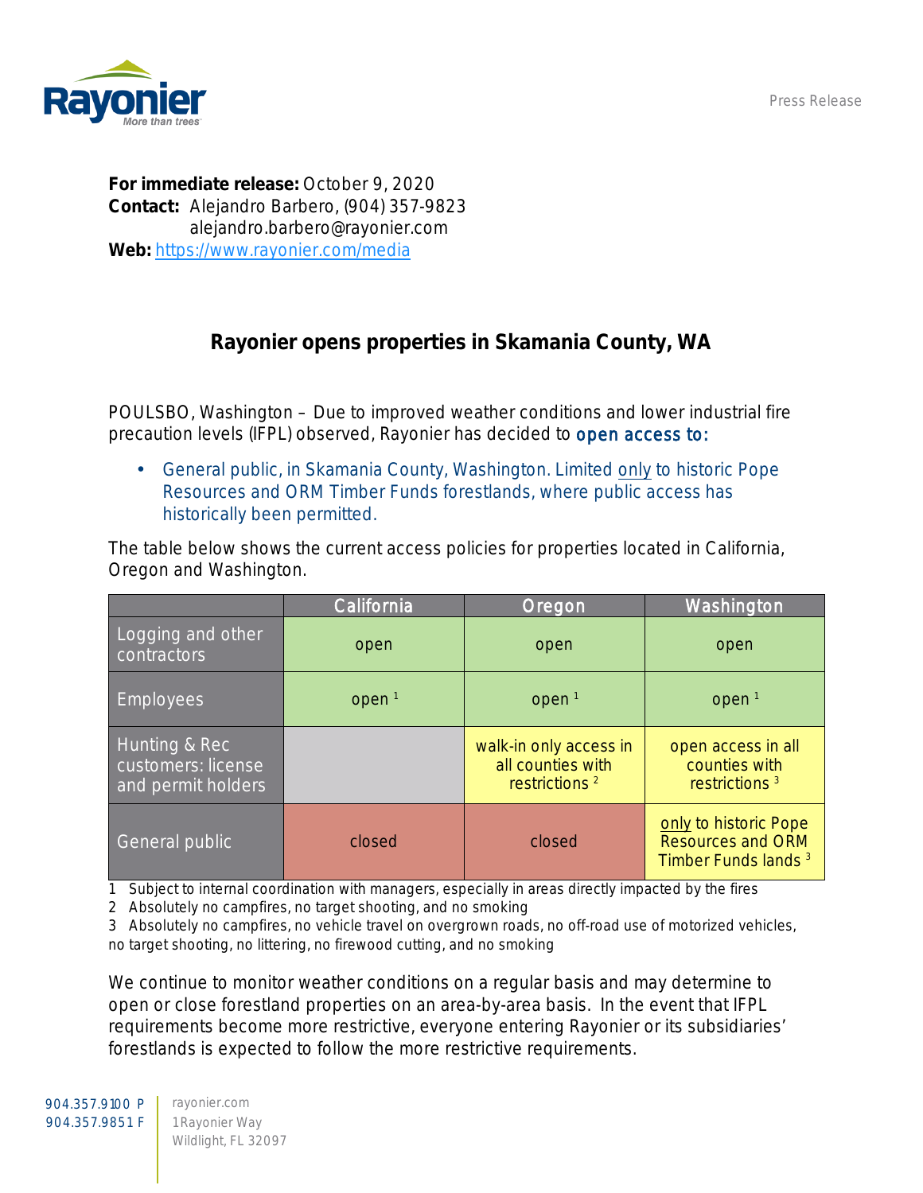Press Release

**For immediate release:** October 9, 2020
**Contact:** Alejandro Barbero, (904) 357-9823
alejandro.barbero@rayonier.com
**Web:** https://www.rayonier.com/media

## Rayonier opens properties in Skamania County, WA

POULSBO, Washington – Due to improved weather conditions and lower industrial fire precaution levels (IFPL) observed, Rayonier has decided to open access to:

- General public, in Skamania County, Washington. Limited only to historic Pope Resources and ORM Timber Funds forestlands, where public access has historically been permitted.

The table below shows the current access policies for properties located in California, Oregon and Washington.

| | California | Oregon | Washington |
|---|---|---|---|
| Logging and other contractors | open | open | open |
| Employees | open [1] | open [1] | open [1] |
| Hunting & Rec customers: license and permit holders | | walk-in only access in all counties with restrictions [2] | open access in all counties with restrictions [3] |
| General public | closed | closed | only to historic Pope Resources and ORM Timber Funds lands [3] |

1 Subject to internal coordination with managers, especially in areas directly impacted by the fires
2 Absolutely no campfires, no target shooting, and no smoking
3 Absolutely no campfires, no vehicle travel on overgrown roads, no off-road use of motorized vehicles, no target shooting, no littering, no firewood cutting, and no smoking

We continue to monitor weather conditions on a regular basis and may determine to open or close forestland properties on an area-by-area basis. In the event that IFPL requirements become more restrictive, everyone entering Rayonier or its subsidiaries' forestlands is expected to follow the more restrictive requirements.

904.357.9100 P
904.357.9851 F

rayonier.com
1 Rayonier Way
Wildlight, FL 32097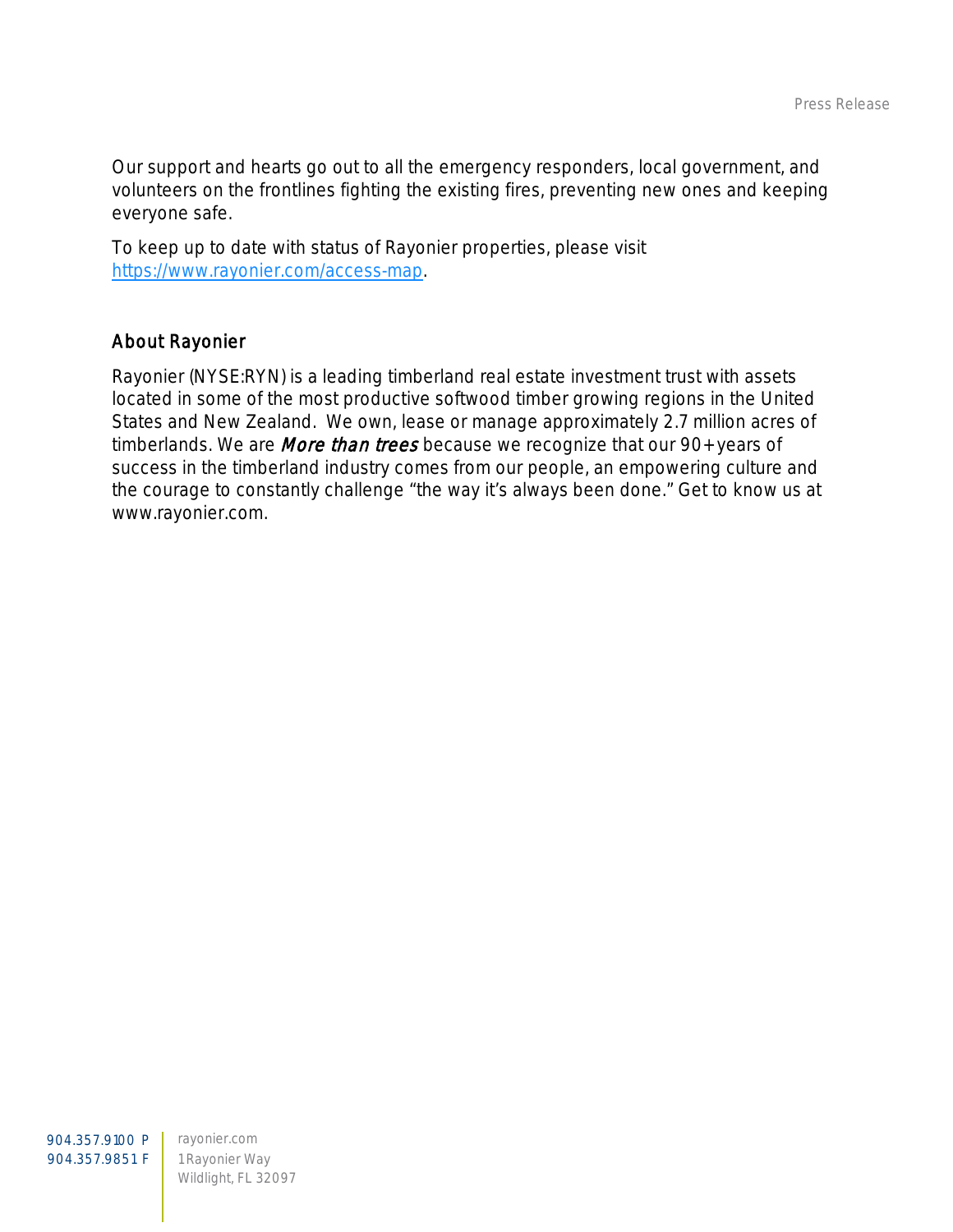Our support and hearts go out to all the emergency responders, local government, and volunteers on the frontlines fighting the existing fires, preventing new ones and keeping everyone safe.

To keep up to date with status of Rayonier properties, please visit [https://www.rayonier.com/access-map](https://www.rayonier.com/access-map).

## About Rayonier

Rayonier (NYSE:RYN) is a leading timberland real estate investment trust with assets located in some of the most productive softwood timber growing regions in the United States and New Zealand. We own, lease or manage approximately 2.7 million acres of timberlands. We are *More than trees* because we recognize that our 90+ years of success in the timberland industry comes from our people, an empowering culture and the courage to constantly challenge "the way it's always been done." Get to know us at www.rayonier.com.

904.357.9100 P
904.357.9851 F

rayonier.com
1 Rayonier Way
Wildlight, FL 32097